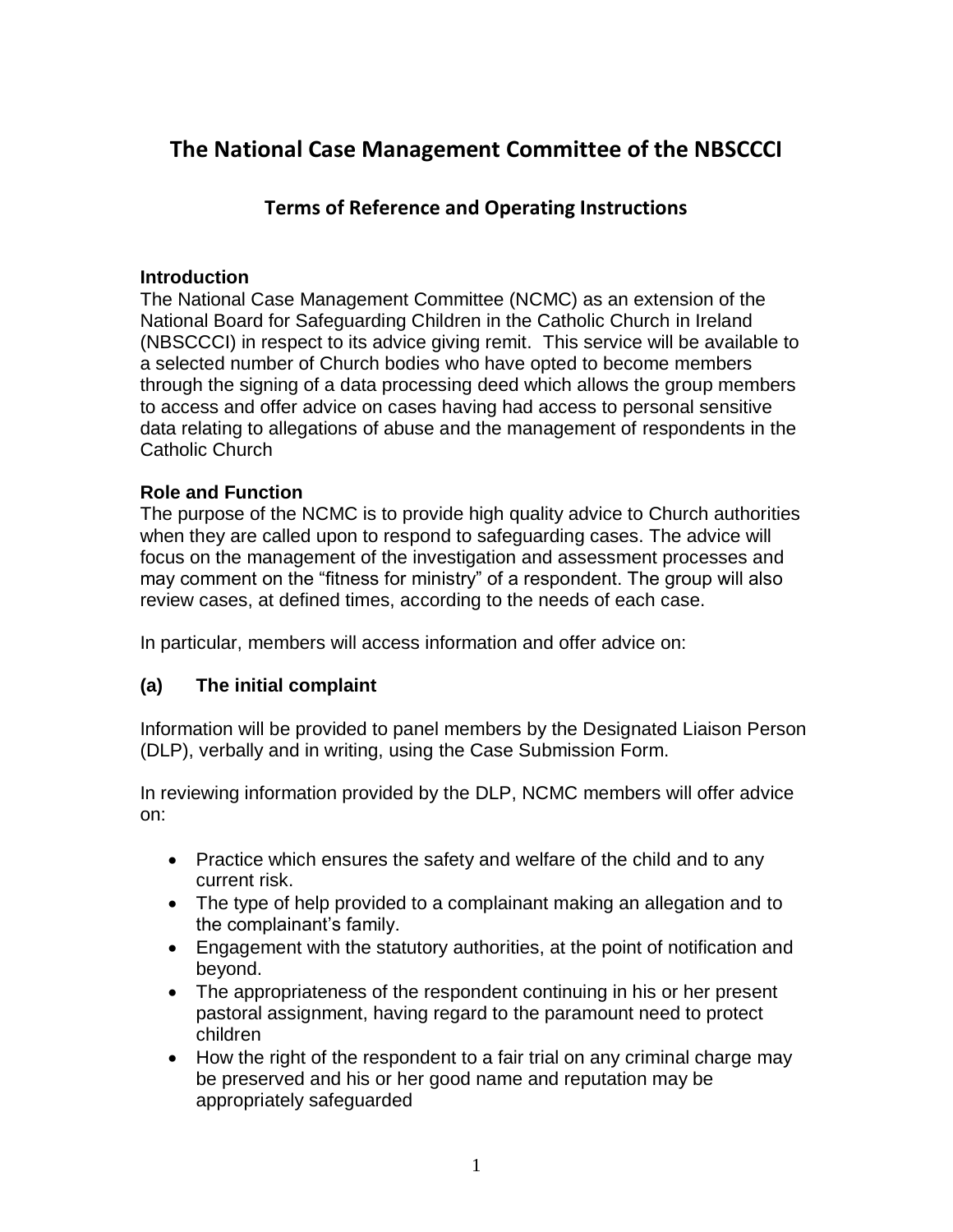# The National Case Management Committee of the NBSCCCI

## Terms of Reference and Operating Instructions

**Introduction**

The National Case Management Committee (NCMC) as an extension of the National Board for Safeguarding Children in the Catholic Church in Ireland (NBSCCCI) in respect to its advice giving remit. This service will be available to a selected number of Church bodies who have opted to become members through the signing of a data processing deed which allows the group members to access and offer advice on cases having had access to personal sensitive data relating to allegations of abuse and the management of respondents in the Catholic Church

**Role and Function**

The purpose of the NCMC is to provide high quality advice to Church authorities when they are called upon to respond to safeguarding cases. The advice will focus on the management of the investigation and assessment processes and may comment on the "fitness for ministry" of a respondent. The group will also review cases, at defined times, according to the needs of each case.

In particular, members will access information and offer advice on:

**(a) The initial complaint**

Information will be provided to panel members by the Designated Liaison Person (DLP), verbally and in writing, using the Case Submission Form.

In reviewing information provided by the DLP, NCMC members will offer advice on:

- Practice which ensures the safety and welfare of the child and to any current risk.
- The type of help provided to a complainant making an allegation and to the complainant's family.
- Engagement with the statutory authorities, at the point of notification and beyond.
- The appropriateness of the respondent continuing in his or her present pastoral assignment, having regard to the paramount need to protect children
- How the right of the respondent to a fair trial on any criminal charge may be preserved and his or her good name and reputation may be appropriately safeguarded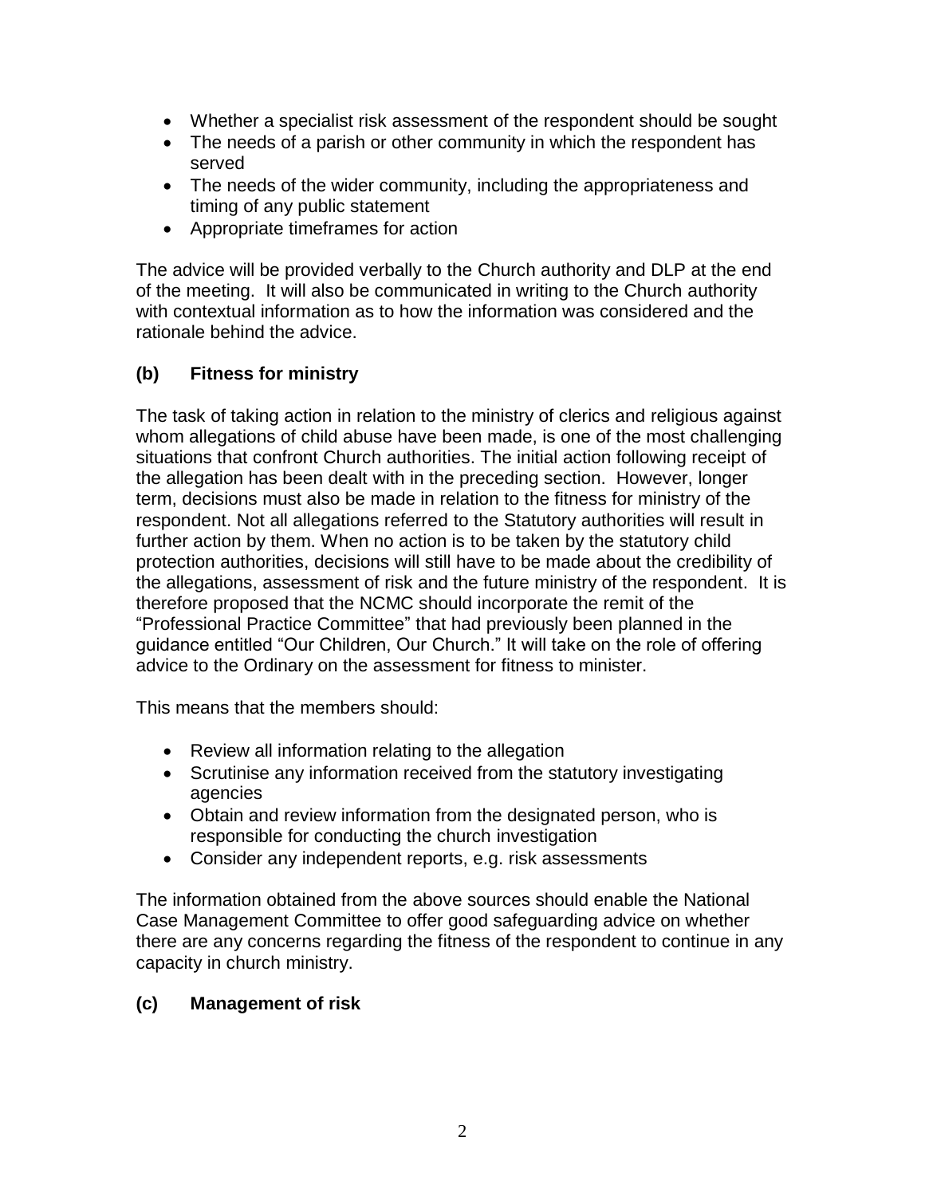- Whether a specialist risk assessment of the respondent should be sought
- The needs of a parish or other community in which the respondent has served
- The needs of the wider community, including the appropriateness and timing of any public statement
- Appropriate timeframes for action

The advice will be provided verbally to the Church authority and DLP at the end of the meeting. It will also be communicated in writing to the Church authority with contextual information as to how the information was considered and the rationale behind the advice.

### (b) Fitness for ministry

The task of taking action in relation to the ministry of clerics and religious against whom allegations of child abuse have been made, is one of the most challenging situations that confront Church authorities. The initial action following receipt of the allegation has been dealt with in the preceding section. However, longer term, decisions must also be made in relation to the fitness for ministry of the respondent. Not all allegations referred to the Statutory authorities will result in further action by them. When no action is to be taken by the statutory child protection authorities, decisions will still have to be made about the credibility of the allegations, assessment of risk and the future ministry of the respondent. It is therefore proposed that the NCMC should incorporate the remit of the "Professional Practice Committee" that had previously been planned in the guidance entitled "Our Children, Our Church." It will take on the role of offering advice to the Ordinary on the assessment for fitness to minister.

This means that the members should:

- Review all information relating to the allegation
- Scrutinise any information received from the statutory investigating agencies
- Obtain and review information from the designated person, who is responsible for conducting the church investigation
- Consider any independent reports, e.g. risk assessments

The information obtained from the above sources should enable the National Case Management Committee to offer good safeguarding advice on whether there are any concerns regarding the fitness of the respondent to continue in any capacity in church ministry.

### (c) Management of risk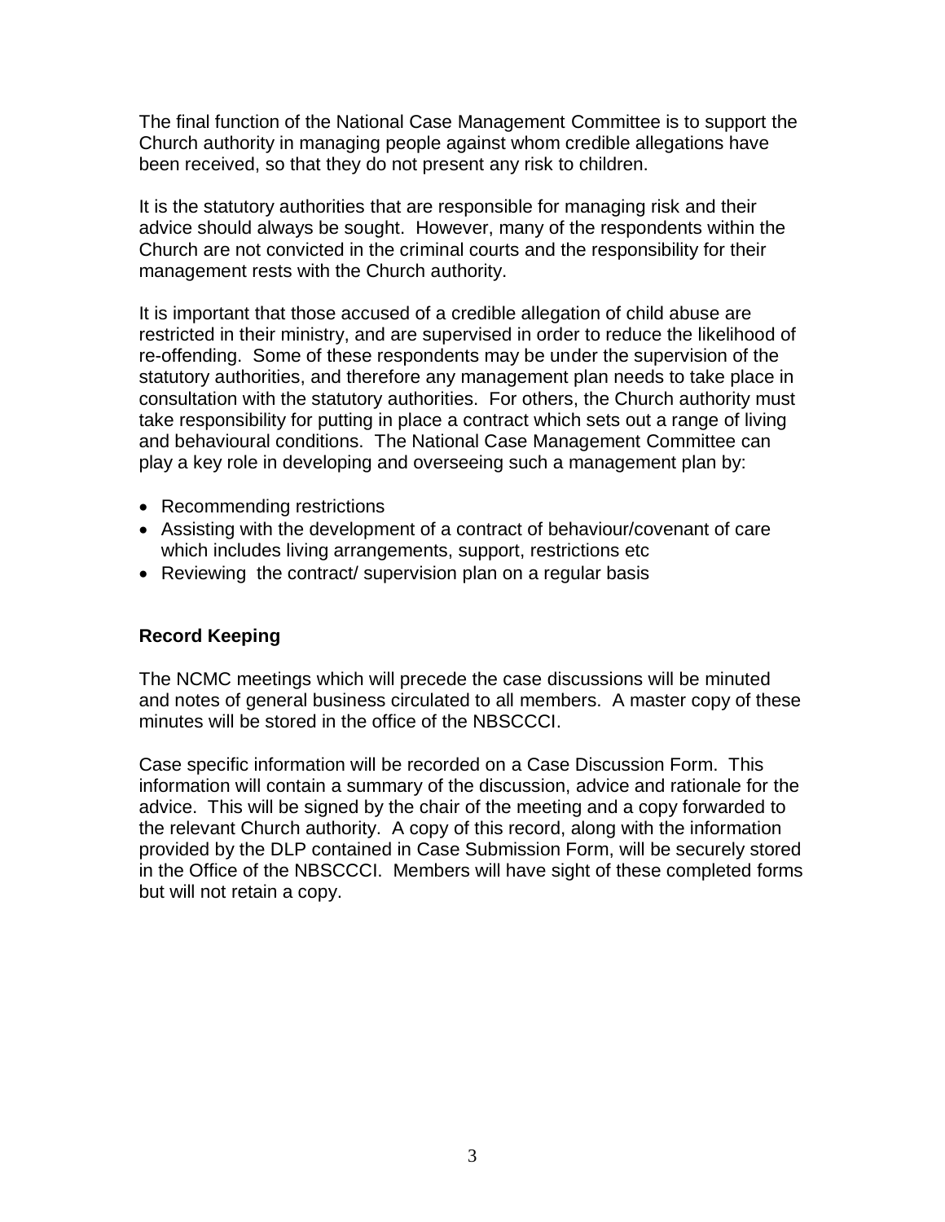The final function of the National Case Management Committee is to support the Church authority in managing people against whom credible allegations have been received, so that they do not present any risk to children.

It is the statutory authorities that are responsible for managing risk and their advice should always be sought. However, many of the respondents within the Church are not convicted in the criminal courts and the responsibility for their management rests with the Church authority.

It is important that those accused of a credible allegation of child abuse are restricted in their ministry, and are supervised in order to reduce the likelihood of re-offending. Some of these respondents may be under the supervision of the statutory authorities, and therefore any management plan needs to take place in consultation with the statutory authorities. For others, the Church authority must take responsibility for putting in place a contract which sets out a range of living and behavioural conditions. The National Case Management Committee can play a key role in developing and overseeing such a management plan by:

- Recommending restrictions
- Assisting with the development of a contract of behaviour/covenant of care which includes living arrangements, support, restrictions etc
- Reviewing the contract/ supervision plan on a regular basis

**Record Keeping**

The NCMC meetings which will precede the case discussions will be minuted and notes of general business circulated to all members. A master copy of these minutes will be stored in the office of the NBSCCCI.

Case specific information will be recorded on a Case Discussion Form. This information will contain a summary of the discussion, advice and rationale for the advice. This will be signed by the chair of the meeting and a copy forwarded to the relevant Church authority. A copy of this record, along with the information provided by the DLP contained in Case Submission Form, will be securely stored in the Office of the NBSCCCI. Members will have sight of these completed forms but will not retain a copy.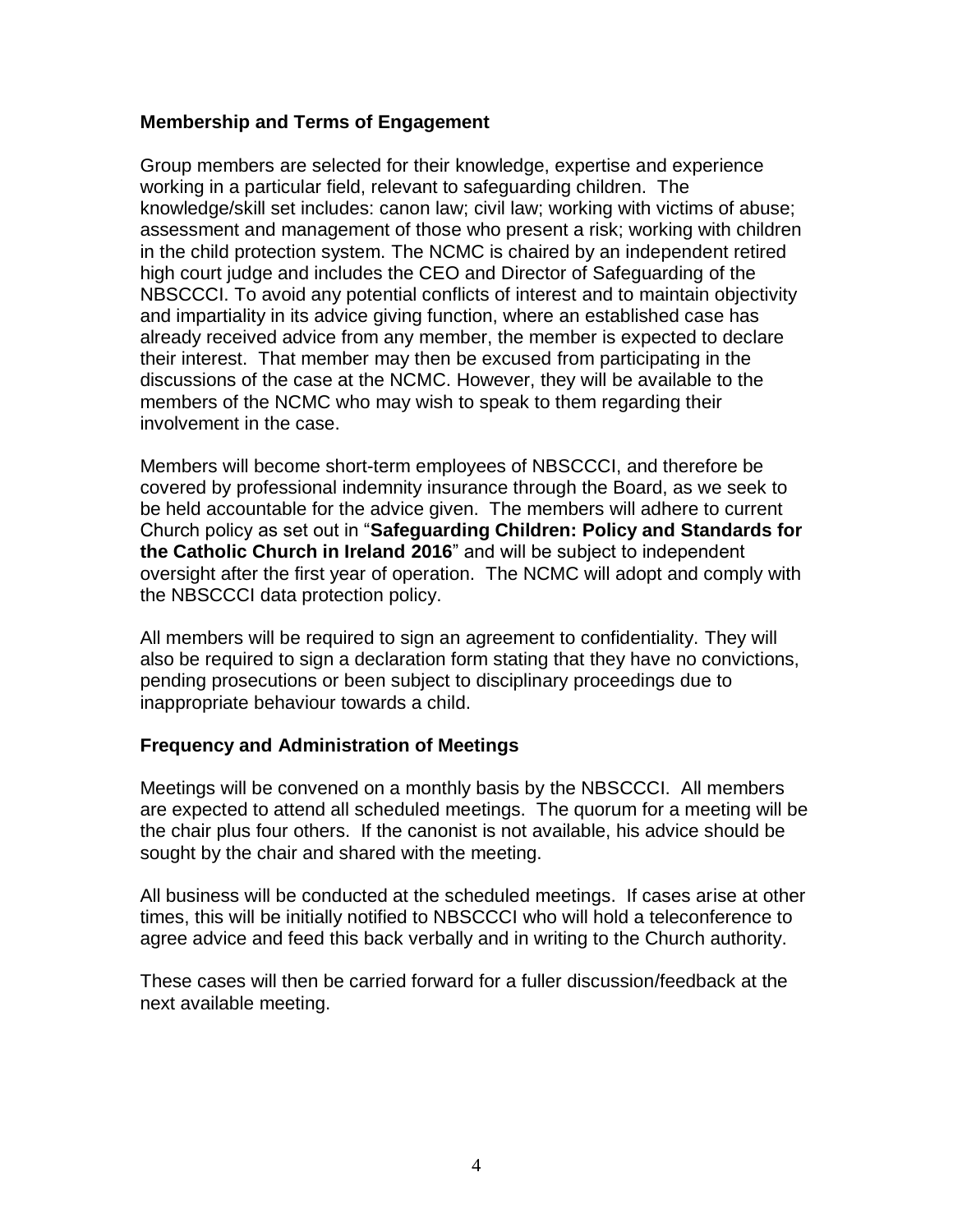## Membership and Terms of Engagement

Group members are selected for their knowledge, expertise and experience working in a particular field, relevant to safeguarding children. The knowledge/skill set includes: canon law; civil law; working with victims of abuse; assessment and management of those who present a risk; working with children in the child protection system. The NCMC is chaired by an independent retired high court judge and includes the CEO and Director of Safeguarding of the NBSCCCI. To avoid any potential conflicts of interest and to maintain objectivity and impartiality in its advice giving function, where an established case has already received advice from any member, the member is expected to declare their interest. That member may then be excused from participating in the discussions of the case at the NCMC. However, they will be available to the members of the NCMC who may wish to speak to them regarding their involvement in the case.

Members will become short-term employees of NBSCCCI, and therefore be covered by professional indemnity insurance through the Board, as we seek to be held accountable for the advice given. The members will adhere to current Church policy as set out in "**Safeguarding Children: Policy and Standards for the Catholic Church in Ireland 2016**" and will be subject to independent oversight after the first year of operation. The NCMC will adopt and comply with the NBSCCCI data protection policy.

All members will be required to sign an agreement to confidentiality. They will also be required to sign a declaration form stating that they have no convictions, pending prosecutions or been subject to disciplinary proceedings due to inappropriate behaviour towards a child.

## Frequency and Administration of Meetings

Meetings will be convened on a monthly basis by the NBSCCCI. All members are expected to attend all scheduled meetings. The quorum for a meeting will be the chair plus four others. If the canonist is not available, his advice should be sought by the chair and shared with the meeting.

All business will be conducted at the scheduled meetings. If cases arise at other times, this will be initially notified to NBSCCCI who will hold a teleconference to agree advice and feed this back verbally and in writing to the Church authority.

These cases will then be carried forward for a fuller discussion/feedback at the next available meeting.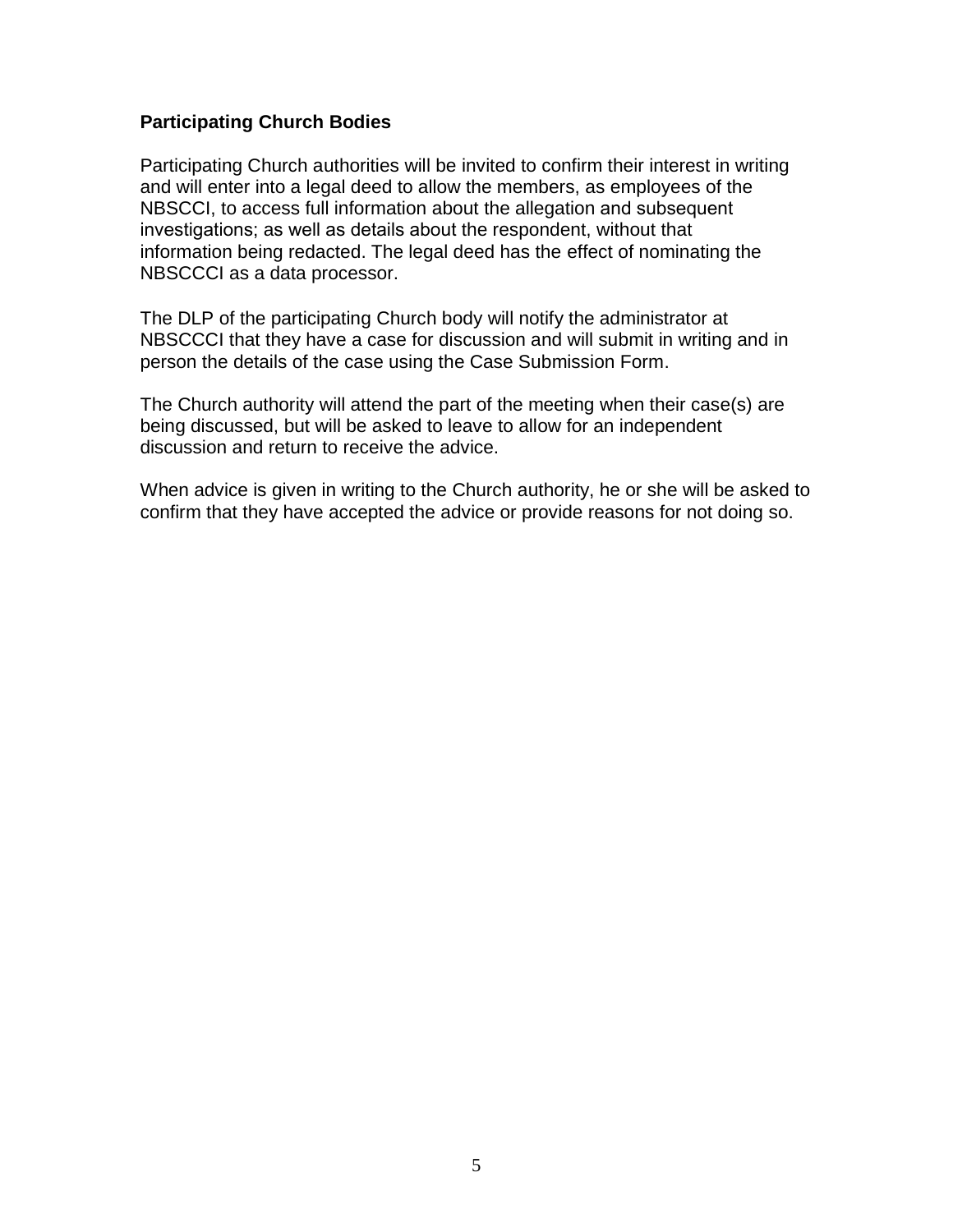**Participating Church Bodies**

Participating Church authorities will be invited to confirm their interest in writing and will enter into a legal deed to allow the members, as employees of the NBSCCI, to access full information about the allegation and subsequent investigations; as well as details about the respondent, without that information being redacted. The legal deed has the effect of nominating the NBSCCCI as a data processor.

The DLP of the participating Church body will notify the administrator at NBSCCCI that they have a case for discussion and will submit in writing and in person the details of the case using the Case Submission Form.

The Church authority will attend the part of the meeting when their case(s) are being discussed, but will be asked to leave to allow for an independent discussion and return to receive the advice.

When advice is given in writing to the Church authority, he or she will be asked to confirm that they have accepted the advice or provide reasons for not doing so.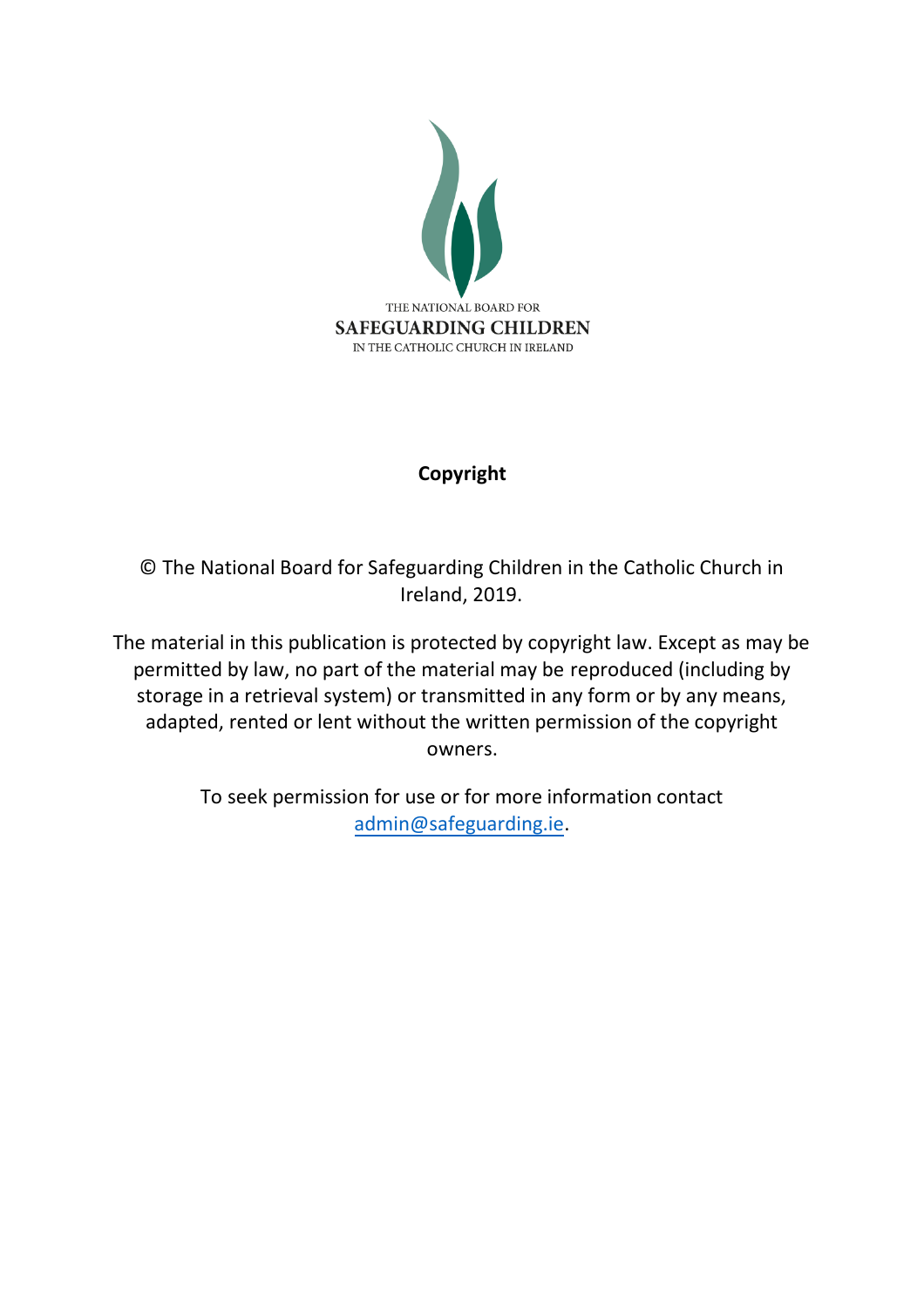THE NATIONAL BOARD FOR
SAFEGUARDING CHILDREN
IN THE CATHOLIC CHURCH IN IRELAND

**Copyright**

© The National Board for Safeguarding Children in the Catholic Church in Ireland, 2019.

The material in this publication is protected by copyright law. Except as may be permitted by law, no part of the material may be reproduced (including by storage in a retrieval system) or transmitted in any form or by any means, adapted, rented or lent without the written permission of the copyright owners.

To seek permission for use or for more information contact admin@safeguarding.ie.